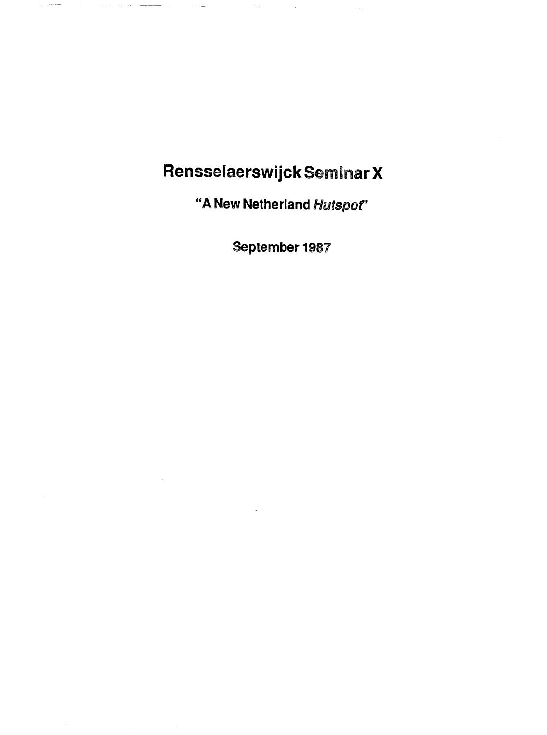# Rensselaerswijck Seminar X

**"A New Netherland *Hutspot*"**

**September 1987**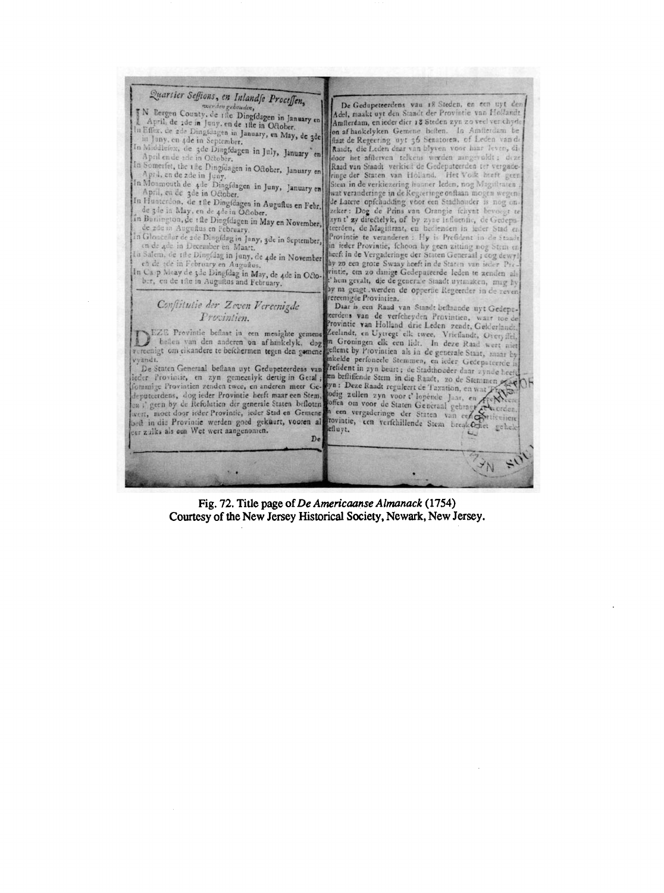Fig. 72. Title page of *De Americaanse Almanack* (1754)
Courtesy of the New Jersey Historical Society, Newark, New Jersey.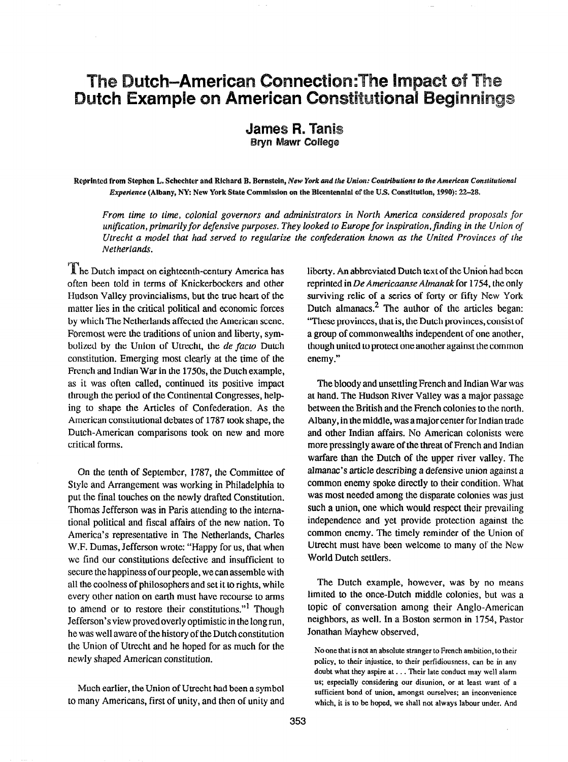# The Dutch–American Connection: The Impact of The Dutch Example on American Constitutional Beginnings

## James R. Tanis

**Bryn Mawr College**

**Reprinted from Stephen L. Schechter and Richard B. Bernstein, *New York and the Union: Contributions to the American Constitutional Experience* (Albany, NY: New York State Commission on the Bicentennial of the U.S. Constitution, 1990): 22–28.**

*From time to time, colonial governors and administrators in North America considered proposals for unification, primarily for defensive purposes. They looked to Europe for inspiration, finding in the Union of Utrecht a model that had served to regularize the confederation known as the United Provinces of the Netherlands.*

The Dutch impact on eighteenth-century America has often been told in terms of Knickerbockers and other Hudson Valley provincialisms, but the true heart of the matter lies in the critical political and economic forces by which The Netherlands affected the American scene. Foremost were the traditions of union and liberty, symbolized by the Union of Utrecht, the *de facto* Dutch constitution. Emerging most clearly at the time of the French and Indian War in the 1750s, the Dutch example, as it was often called, continued its positive impact through the period of the Continental Congresses, helping to shape the Articles of Confederation. As the American constitutional debates of 1787 took shape, the Dutch-American comparisons took on new and more critical forms.

On the tenth of September, 1787, the Committee of Style and Arrangement was working in Philadelphia to put the final touches on the newly drafted Constitution. Thomas Jefferson was in Paris attending to the international political and fiscal affairs of the new nation. To America's representative in The Netherlands, Charles W.F. Dumas, Jefferson wrote: "Happy for us, that when we find our constitutions defective and insufficient to secure the happiness of our people, we can assemble with all the coolness of philosophers and set it to rights, while every other nation on earth must have recourse to arms to amend or to restore their constitutions."[1] Though Jefferson's view proved overly optimistic in the long run, he was well aware of the history of the Dutch constitution the Union of Utrecht and he hoped for as much for the newly shaped American constitution.

Much earlier, the Union of Utrecht had been a symbol to many Americans, first of unity, and then of unity and liberty. An abbreviated Dutch text of the Union had been reprinted in *De Americaanse Almanak* for 1754, the only surviving relic of a series of forty or fifty New York Dutch almanacs.[2] The author of the articles began: "These provinces, that is, the Dutch provinces, consist of a group of commonwealths independent of one another, though united to protect one another against the common enemy."

The bloody and unsettling French and Indian War was at hand. The Hudson River Valley was a major passage between the British and the French colonies to the north. Albany, in the middle, was a major center for Indian trade and other Indian affairs. No American colonists were more pressingly aware of the threat of French and Indian warfare than the Dutch of the upper river valley. The almanac's article describing a defensive union against a common enemy spoke directly to their condition. What was most needed among the disparate colonies was just such a union, one which would respect their prevailing independence and yet provide protection against the common enemy. The timely reminder of the Union of Utrecht must have been welcome to many of the New World Dutch settlers.

The Dutch example, however, was by no means limited to the once-Dutch middle colonies, but was a topic of conversation among their Anglo-American neighbors, as well. In a Boston sermon in 1754, Pastor Jonathan Mayhew observed,

> No one that is not an absolute stranger to French ambition, to their policy, to their injustice, to their perfidiousness, can be in any doubt what they aspire at . . . Their late conduct may well alarm us; especially considering our disunion, or at least want of a sufficient bond of union, amongst ourselves; an inconvenience which, it is to be hoped, we shall not always labour under. And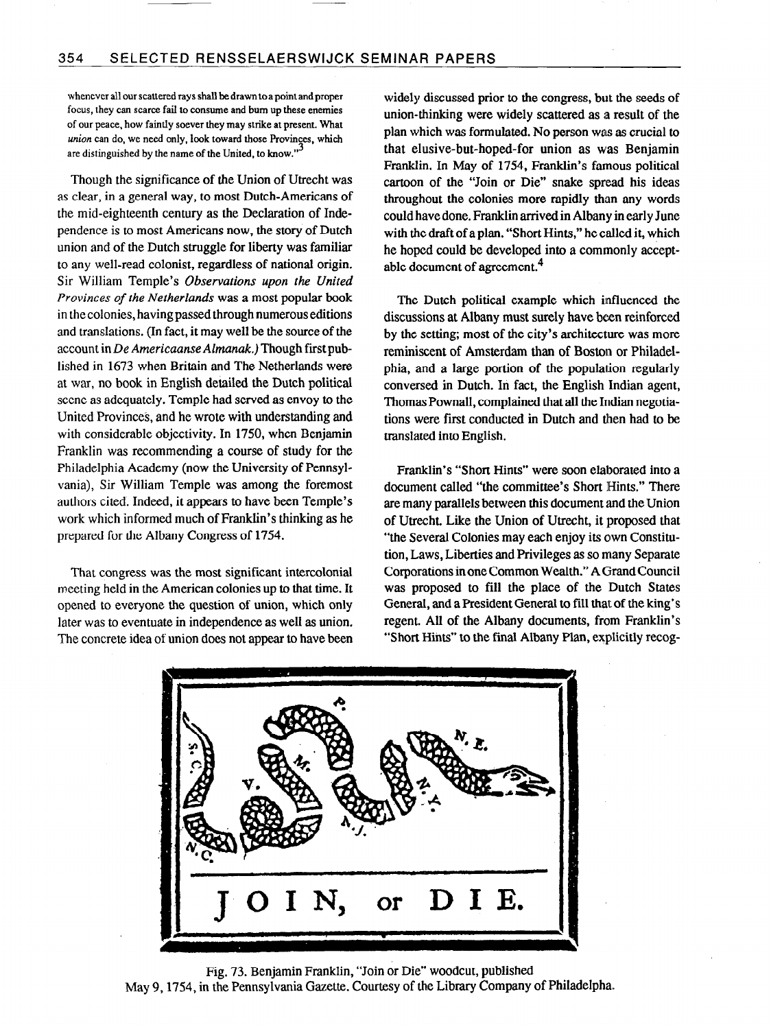whenever all our scattered rays shall be drawn to a point and proper focus, they can scarce fail to consume and burn up these enemies of our peace, how faintly soever they may strike at present. What *union* can do, we need only, look toward those Provinces, which are distinguished by the name of the United, to know."[3]

Though the significance of the Union of Utrecht was as clear, in a general way, to most Dutch-Americans of the mid-eighteenth century as the Declaration of Independence is to most Americans now, the story of Dutch union and of the Dutch struggle for liberty was familiar to any well-read colonist, regardless of national origin. Sir William Temple's *Observations upon the United Provinces of the Netherlands* was a most popular book in the colonies, having passed through numerous editions and translations. (In fact, it may well be the source of the account in *De Americaanse Almanak.*) Though first published in 1673 when Britain and The Netherlands were at war, no book in English detailed the Dutch political scene as adequately. Temple had served as envoy to the United Provinces, and he wrote with understanding and with considerable objectivity. In 1750, when Benjamin Franklin was recommending a course of study for the Philadelphia Academy (now the University of Pennsylvania), Sir William Temple was among the foremost authors cited. Indeed, it appears to have been Temple's work which informed much of Franklin's thinking as he prepared for the Albany Congress of 1754.

That congress was the most significant intercolonial meeting held in the American colonies up to that time. It opened to everyone the question of union, which only later was to eventuate in independence as well as union. The concrete idea of union does not appear to have been widely discussed prior to the congress, but the seeds of union-thinking were widely scattered as a result of the plan which was formulated. No person was as crucial to that elusive-but-hoped-for union as was Benjamin Franklin. In May of 1754, Franklin's famous political cartoon of the "Join or Die" snake spread his ideas throughout the colonies more rapidly than any words could have done. Franklin arrived in Albany in early June with the draft of a plan. "Short Hints," he called it, which he hoped could be developed into a commonly acceptable document of agreement.[4]

The Dutch political example which influenced the discussions at Albany must surely have been reinforced by the setting; most of the city's architecture was more reminiscent of Amsterdam than of Boston or Philadelphia, and a large portion of the population regularly conversed in Dutch. In fact, the English Indian agent, Thomas Pownall, complained that all the Indian negotiations were first conducted in Dutch and then had to be translated into English.

Franklin's "Short Hints" were soon elaborated into a document called "the committee's Short Hints." There are many parallels between this document and the Union of Utrecht. Like the Union of Utrecht, it proposed that "the Several Colonies may each enjoy its own Constitution, Laws, Liberties and Privileges as so many Separate Corporations in one Common Wealth." A Grand Council was proposed to fill the place of the Dutch States General, and a President General to fill that of the king's regent. All of the Albany documents, from Franklin's "Short Hints" to the final Albany Plan, explicitly recog-

Fig. 73. Benjamin Franklin, "Join or Die" woodcut, published May 9, 1754, in the Pennsylvania Gazette. Courtesy of the Library Company of Philadelpha.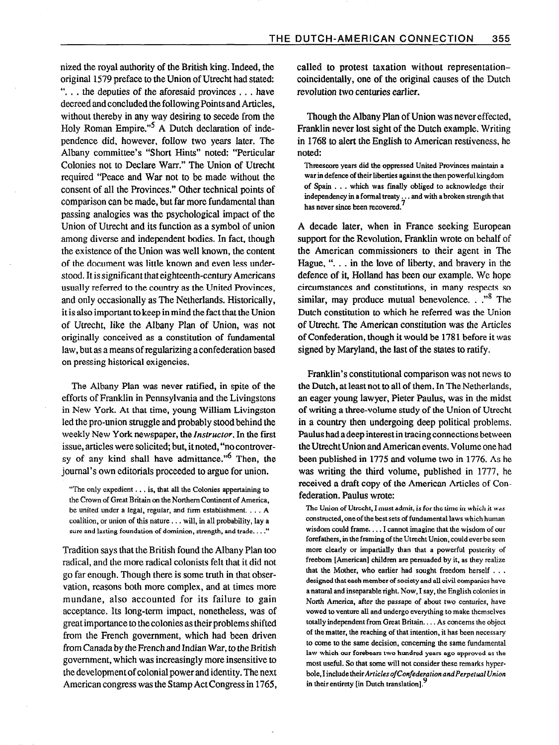nized the royal authority of the British king. Indeed, the original 1579 preface to the Union of Utrecht had stated: ". . . the deputies of the aforesaid provinces . . . have decreed and concluded the following Points and Articles, without thereby in any way desiring to secede from the Holy Roman Empire."[5] A Dutch declaration of independence did, however, follow two years later. The Albany committee's "Short Hints" noted: "Perticular Colonies not to Declare Warr." The Union of Utrecht required "Peace and War not to be made without the consent of all the Provinces." Other technical points of comparison can be made, but far more fundamental than passing analogies was the psychological impact of the Union of Utrecht and its function as a symbol of union among diverse and independent bodies. In fact, though the existence of the Union was well known, the content of the document was little known and even less understood. It is significant that eighteenth-century Americans usually referred to the country as the United Provinces, and only occasionally as The Netherlands. Historically, it is also important to keep in mind the fact that the Union of Utrecht, like the Albany Plan of Union, was not originally conceived as a constitution of fundamental law, but as a means of regularizing a confederation based on pressing historical exigencies.

The Albany Plan was never ratified, in spite of the efforts of Franklin in Pennsylvania and the Livingstons in New York. At that time, young William Livingston led the pro-union struggle and probably stood behind the weekly New York newspaper, the *Instructor*. In the first issue, articles were solicited; but, it noted, "no controversy of any kind shall have admittance."[6] Then, the journal's own editorials proceeded to argue for union.

> "The only expedient . . . is, that all the Colonies appertaining to the Crown of Great Britain on the Northern Continent of America, be united under a legal, regular, and firm establishment. . . . A coalition, or union of this nature . . . will, in all probability, lay a sure and lasting foundation of dominion, strength, and trade. . . ."

Tradition says that the British found the Albany Plan too radical, and the more radical colonists felt that it did not go far enough. Though there is some truth in that observation, reasons both more complex, and at times more mundane, also accounted for its failure to gain acceptance. Its long-term impact, nonetheless, was of great importance to the colonies as their problems shifted from the French government, which had been driven from Canada by the French and Indian War, to the British government, which was increasingly more insensitive to the development of colonial power and identity. The next American congress was the Stamp Act Congress in 1765, called to protest taxation without representation–coincidentally, one of the original causes of the Dutch revolution two centuries earlier.

Though the Albany Plan of Union was never effected, Franklin never lost sight of the Dutch example. Writing in 1768 to alert the English to American restiveness, he noted:

> Threescore years did the oppressed United Provinces maintain a war in defence of their liberties against the then powerful kingdom of Spain . . . which was finally obliged to acknowledge their independency in a formal treaty . . . and with a broken strength that has never since been recovered.[7]

A decade later, when in France seeking European support for the Revolution, Franklin wrote on behalf of the American commissioners to their agent in The Hague, ". . . in the love of liberty, and bravery in the defence of it, Holland has been our example. We hope circumstances and constitutions, in many respects so similar, may produce mutual benevolence. . ."[8] The Dutch constitution to which he referred was the Union of Utrecht. The American constitution was the Articles of Confederation, though it would be 1781 before it was signed by Maryland, the last of the states to ratify.

Franklin's constitutional comparison was not news to the Dutch, at least not to all of them. In The Netherlands, an eager young lawyer, Pieter Paulus, was in the midst of writing a three-volume study of the Union of Utrecht in a country then undergoing deep political problems. Paulus had a deep interest in tracing connections between the Utrecht Union and American events. Volume one had been published in 1775 and volume two in 1776. As he was writing the third volume, published in 1777, he received a draft copy of the American Articles of Confederation. Paulus wrote:

> The Union of Utrecht, I must admit, is for the time in which it was constructed, one of the best sets of fundamental laws which human wisdom could frame. . . . I cannot imagine that the wisdom of our forefathers, in the framing of the Utrecht Union, could ever be seen more clearly or impartially than that a powerful posterity of freeborn [American] children are persuaded by it, as they realize that the Mother, who earlier had sought freedom herself . . . designed that each member of society and all civil companies have a natural and inseparable right. Now, I say, the English colonies in North America, after the passage of about two centuries, have vowed to venture all and undergo everything to make themselves totally independent from Great Britain. . . . As concerns the object of the matter, the reaching of that intention, it has been necessary to come to the same decision, concerning the same fundamental law which our forebears two hundred years ago approved as the most useful. So that some will not consider these remarks hyperbole, I include their *Articles of Confederation and Perpetual Union* in their entirety [in Dutch translation].[9]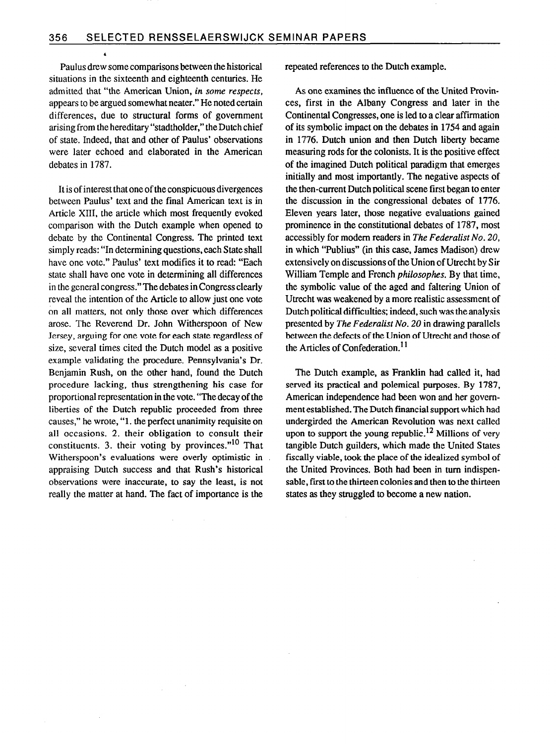Paulus drew some comparisons between the historical situations in the sixteenth and eighteenth centuries. He admitted that "the American Union, *in some respects*, appears to be argued somewhat neater." He noted certain differences, due to structural forms of government arising from the hereditary "stadtholder," the Dutch chief of state. Indeed, that and other of Paulus' observations were later echoed and elaborated in the American debates in 1787.

It is of interest that one of the conspicuous divergences between Paulus' text and the final American text is in Article XIII, the article which most frequently evoked comparison with the Dutch example when opened to debate by the Continental Congress. The printed text simply reads: "In determining questions, each State shall have one vote." Paulus' text modifies it to read: "Each state shall have one vote in determining all differences in the general congress." The debates in Congress clearly reveal the intention of the Article to allow just one vote on all matters, not only those over which differences arose. The Reverend Dr. John Witherspoon of New Jersey, arguing for one vote for each state regardless of size, several times cited the Dutch model as a positive example validating the procedure. Pennsylvania's Dr. Benjamin Rush, on the other hand, found the Dutch procedure lacking, thus strengthening his case for proportional representation in the vote. "The decay of the liberties of the Dutch republic proceeded from three causes," he wrote, "1. the perfect unanimity requisite on all occasions. 2. their obligation to consult their constituents. 3. their voting by provinces."[10] That Witherspoon's evaluations were overly optimistic in appraising Dutch success and that Rush's historical observations were inaccurate, to say the least, is not really the matter at hand. The fact of importance is the repeated references to the Dutch example.

As one examines the influence of the United Provinces, first in the Albany Congress and later in the Continental Congresses, one is led to a clear affirmation of its symbolic impact on the debates in 1754 and again in 1776. Dutch union and then Dutch liberty became measuring rods for the colonists. It is the positive effect of the imagined Dutch political paradigm that emerges initially and most importantly. The negative aspects of the then-current Dutch political scene first began to enter the discussion in the congressional debates of 1776. Eleven years later, those negative evaluations gained prominence in the constitutional debates of 1787, most accessibly for modern readers in *The Federalist No. 20*, in which "Publius" (in this case, James Madison) drew extensively on discussions of the Union of Utrecht by Sir William Temple and French *philosophes*. By that time, the symbolic value of the aged and faltering Union of Utrecht was weakened by a more realistic assessment of Dutch political difficulties; indeed, such was the analysis presented by *The Federalist No. 20* in drawing parallels between the defects of the Union of Utrecht and those of the Articles of Confederation.[11]

The Dutch example, as Franklin had called it, had served its practical and polemical purposes. By 1787, American independence had been won and her government established. The Dutch financial support which had undergirded the American Revolution was next called upon to support the young republic.[12] Millions of very tangible Dutch guilders, which made the United States fiscally viable, took the place of the idealized symbol of the United Provinces. Both had been in turn indispensable, first to the thirteen colonies and then to the thirteen states as they struggled to become a new nation.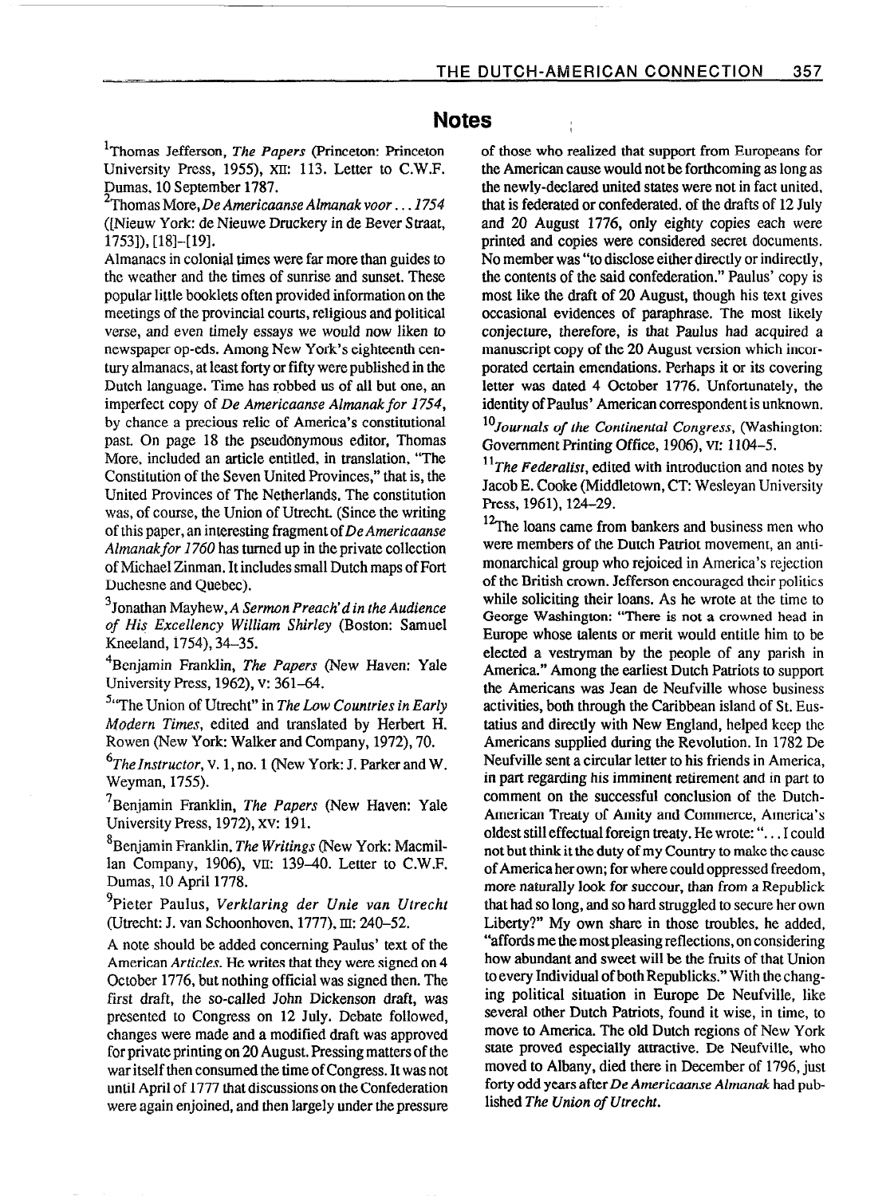## Notes

[1]Thomas Jefferson, *The Papers* (Princeton: Princeton University Press, 1955), XII: 113. Letter to C.W.F. Dumas, 10 September 1787.

[2]Thomas More, *De Americaanse Almanak voor ... 1754* ([Nieuw York: de Nieuwe Druckery in de Bever Straat, 1753]), [18]–[19].

Almanacs in colonial times were far more than guides to the weather and the times of sunrise and sunset. These popular little booklets often provided information on the meetings of the provincial courts, religious and political verse, and even timely essays we would now liken to newspaper op-eds. Among New York's eighteenth century almanacs, at least forty or fifty were published in the Dutch language. Time has robbed us of all but one, an imperfect copy of *De Americaanse Almanak for 1754*, by chance a precious relic of America's constitutional past. On page 18 the pseudonymous editor, Thomas More, included an article entitled, in translation, "The Constitution of the Seven United Provinces," that is, the United Provinces of The Netherlands. The constitution was, of course, the Union of Utrecht. (Since the writing of this paper, an interesting fragment of *De Americaanse Almanak for 1760* has turned up in the private collection of Michael Zinman. It includes small Dutch maps of Fort Duchesne and Quebec).

[3]Jonathan Mayhew, *A Sermon Preach'd in the Audience of His Excellency William Shirley* (Boston: Samuel Kneeland, 1754), 34–35.

[4]Benjamin Franklin, *The Papers* (New Haven: Yale University Press, 1962), V: 361–64.

[5]"The Union of Utrecht" in *The Low Countries in Early Modern Times*, edited and translated by Herbert H. Rowen (New York: Walker and Company, 1972), 70.

[6]*The Instructor*, V. 1, no. 1 (New York: J. Parker and W. Weyman, 1755).

[7]Benjamin Franklin, *The Papers* (New Haven: Yale University Press, 1972), XV: 191.

[8]Benjamin Franklin, *The Writings* (New York: Macmillan Company, 1906), VII: 139–40. Letter to C.W.F. Dumas, 10 April 1778.

[9]Pieter Paulus, *Verklaring der Unie van Utrecht* (Utrecht: J. van Schoonhoven, 1777), III: 240–52.

A note should be added concerning Paulus' text of the American *Articles*. He writes that they were signed on 4 October 1776, but nothing official was signed then. The first draft, the so-called John Dickenson draft, was presented to Congress on 12 July. Debate followed, changes were made and a modified draft was approved for private printing on 20 August. Pressing matters of the war itself then consumed the time of Congress. It was not until April of 1777 that discussions on the Confederation were again enjoined, and then largely under the pressure of those who realized that support from Europeans for the American cause would not be forthcoming as long as the newly-declared united states were not in fact united, that is federated or confederated. of the drafts of 12 July and 20 August 1776, only eighty copies each were printed and copies were considered secret documents. No member was "to disclose either directly or indirectly, the contents of the said confederation." Paulus' copy is most like the draft of 20 August, though his text gives occasional evidences of paraphrase. The most likely conjecture, therefore, is that Paulus had acquired a manuscript copy of the 20 August version which incorporated certain emendations. Perhaps it or its covering letter was dated 4 October 1776. Unfortunately, the identity of Paulus' American correspondent is unknown.

[10]*Journals of the Continental Congress*, (Washington: Government Printing Office, 1906), VI: 1104–5.

[11]*The Federalist*, edited with introduction and notes by Jacob E. Cooke (Middletown, CT: Wesleyan University Press, 1961), 124–29.

[12]The loans came from bankers and business men who were members of the Dutch Patriot movement, an antimonarchical group who rejoiced in America's rejection of the British crown. Jefferson encouraged their politics while soliciting their loans. As he wrote at the time to George Washington: "There is not a crowned head in Europe whose talents or merit would entitle him to be elected a vestryman by the people of any parish in America." Among the earliest Dutch Patriots to support the Americans was Jean de Neufville whose business activities, both through the Caribbean island of St. Eustatius and directly with New England, helped keep the Americans supplied during the Revolution. In 1782 De Neufville sent a circular letter to his friends in America, in part regarding his imminent retirement and in part to comment on the successful conclusion of the Dutch-American Treaty of Amity and Commerce, America's oldest still effectual foreign treaty. He wrote: "... I could not but think it the duty of my Country to make the cause of America her own; for where could oppressed freedom, more naturally look for succour, than from a Republick that had so long, and so hard struggled to secure her own Liberty?" My own share in those troubles, he added, "affords me the most pleasing reflections, on considering how abundant and sweet will be the fruits of that Union to every Individual of both Republicks." With the changing political situation in Europe De Neufville, like several other Dutch Patriots, found it wise, in time, to move to America. The old Dutch regions of New York state proved especially attractive. De Neufville, who moved to Albany, died there in December of 1796, just forty odd years after *De Americaanse Almanak* had published *The Union of Utrecht*.